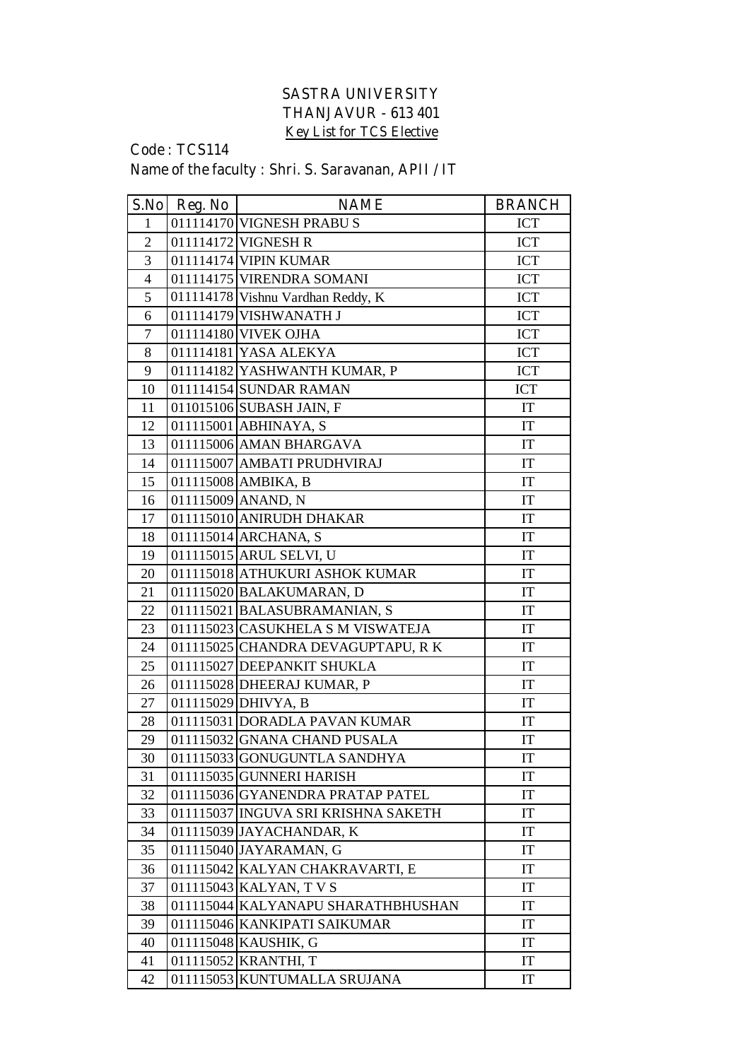# SASTRA UNIVERSITY
## THANJAVUR - 613 401
### Key List for TCS Elective

Code : TCS114

Name of the faculty : Shri. S. Saravanan, APII / IT

| S.No | Reg. No | NAME | BRANCH |
|---|---|---|---|
| 1 | 011114170 | VIGNESH PRABU S | ICT |
| 2 | 011114172 | VIGNESH R | ICT |
| 3 | 011114174 | VIPIN KUMAR | ICT |
| 4 | 011114175 | VIRENDRA SOMANI | ICT |
| 5 | 011114178 | Vishnu Vardhan Reddy, K | ICT |
| 6 | 011114179 | VISHWANATH J | ICT |
| 7 | 011114180 | VIVEK OJHA | ICT |
| 8 | 011114181 | YASA ALEKYA | ICT |
| 9 | 011114182 | YASHWANTH KUMAR, P | ICT |
| 10 | 011114154 | SUNDAR RAMAN | ICT |
| 11 | 011015106 | SUBASH JAIN, F | IT |
| 12 | 011115001 | ABHINAYA, S | IT |
| 13 | 011115006 | AMAN BHARGAVA | IT |
| 14 | 011115007 | AMBATI PRUDHVIRAJ | IT |
| 15 | 011115008 | AMBIKA, B | IT |
| 16 | 011115009 | ANAND, N | IT |
| 17 | 011115010 | ANIRUDH DHAKAR | IT |
| 18 | 011115014 | ARCHANA, S | IT |
| 19 | 011115015 | ARUL SELVI, U | IT |
| 20 | 011115018 | ATHUKURI ASHOK KUMAR | IT |
| 21 | 011115020 | BALAKUMARAN, D | IT |
| 22 | 011115021 | BALASUBRAMANIAN, S | IT |
| 23 | 011115023 | CASUKHELA S M VISWATEJA | IT |
| 24 | 011115025 | CHANDRA DEVAGUPTAPU, R K | IT |
| 25 | 011115027 | DEEPANKIT SHUKLA | IT |
| 26 | 011115028 | DHEERAJ KUMAR, P | IT |
| 27 | 011115029 | DHIVYA, B | IT |
| 28 | 011115031 | DORADLA PAVAN KUMAR | IT |
| 29 | 011115032 | GNANA CHAND PUSALA | IT |
| 30 | 011115033 | GONUGUNTLA SANDHYA | IT |
| 31 | 011115035 | GUNNERI HARISH | IT |
| 32 | 011115036 | GYANENDRA PRATAP PATEL | IT |
| 33 | 011115037 | INGUVA SRI KRISHNA SAKETH | IT |
| 34 | 011115039 | JAYACHANDAR, K | IT |
| 35 | 011115040 | JAYARAMAN, G | IT |
| 36 | 011115042 | KALYAN CHAKRAVARTI, E | IT |
| 37 | 011115043 | KALYAN, T V S | IT |
| 38 | 011115044 | KALYANAPU SHARATHBHUSHAN | IT |
| 39 | 011115046 | KANKIPATI SAIKUMAR | IT |
| 40 | 011115048 | KAUSHIK, G | IT |
| 41 | 011115052 | KRANTHI, T | IT |
| 42 | 011115053 | KUNTUMALLA SRUJANA | IT |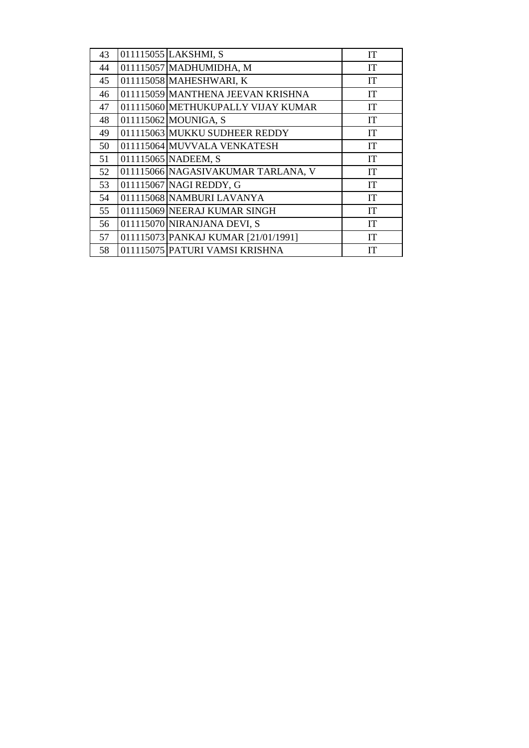| | | | |
|---|---|---|---|
| 43 | 011115055 | LAKSHMI, S | IT |
| 44 | 011115057 | MADHUMIDHA, M | IT |
| 45 | 011115058 | MAHESHWARI, K | IT |
| 46 | 011115059 | MANTHENA JEEVAN KRISHNA | IT |
| 47 | 011115060 | METHUKUPALLY VIJAY KUMAR | IT |
| 48 | 011115062 | MOUNIGA, S | IT |
| 49 | 011115063 | MUKKU SUDHEER REDDY | IT |
| 50 | 011115064 | MUVVALA VENKATESH | IT |
| 51 | 011115065 | NADEEM, S | IT |
| 52 | 011115066 | NAGASIVAKUMAR TARLANA, V | IT |
| 53 | 011115067 | NAGI REDDY, G | IT |
| 54 | 011115068 | NAMBURI LAVANYA | IT |
| 55 | 011115069 | NEERAJ KUMAR SINGH | IT |
| 56 | 011115070 | NIRANJANA DEVI, S | IT |
| 57 | 011115073 | PANKAJ KUMAR [21/01/1991] | IT |
| 58 | 011115075 | PATURI VAMSI KRISHNA | IT |